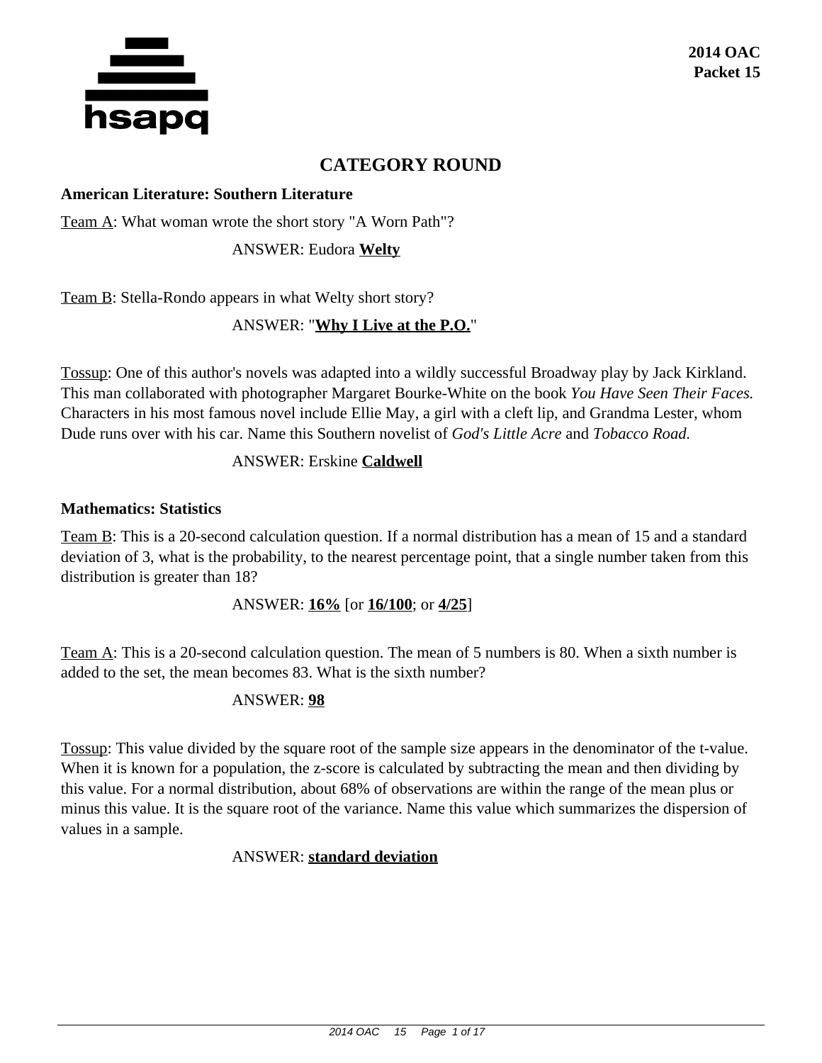**2014 OAC**
**Packet 15**

# CATEGORY ROUND

### American Literature: Southern Literature

Team A: What woman wrote the short story "A Worn Path"?

ANSWER: Eudora **Welty**

Team B: Stella-Rondo appears in what Welty short story?

ANSWER: "**Why I Live at the P.O.**"

Tossup: One of this author's novels was adapted into a wildly successful Broadway play by Jack Kirkland. This man collaborated with photographer Margaret Bourke-White on the book *You Have Seen Their Faces.* Characters in his most famous novel include Ellie May, a girl with a cleft lip, and Grandma Lester, whom Dude runs over with his car. Name this Southern novelist of *God's Little Acre* and *Tobacco Road.*

ANSWER: Erskine **Caldwell**

### Mathematics: Statistics

Team B: This is a 20-second calculation question. If a normal distribution has a mean of 15 and a standard deviation of 3, what is the probability, to the nearest percentage point, that a single number taken from this distribution is greater than 18?

ANSWER: **16%** [or **16/100**; or **4/25**]

Team A: This is a 20-second calculation question. The mean of 5 numbers is 80. When a sixth number is added to the set, the mean becomes 83. What is the sixth number?

ANSWER: **98**

Tossup: This value divided by the square root of the sample size appears in the denominator of the t-value. When it is known for a population, the z-score is calculated by subtracting the mean and then dividing by this value. For a normal distribution, about 68% of observations are within the range of the mean plus or minus this value. It is the square root of the variance. Name this value which summarizes the dispersion of values in a sample.

ANSWER: **standard deviation**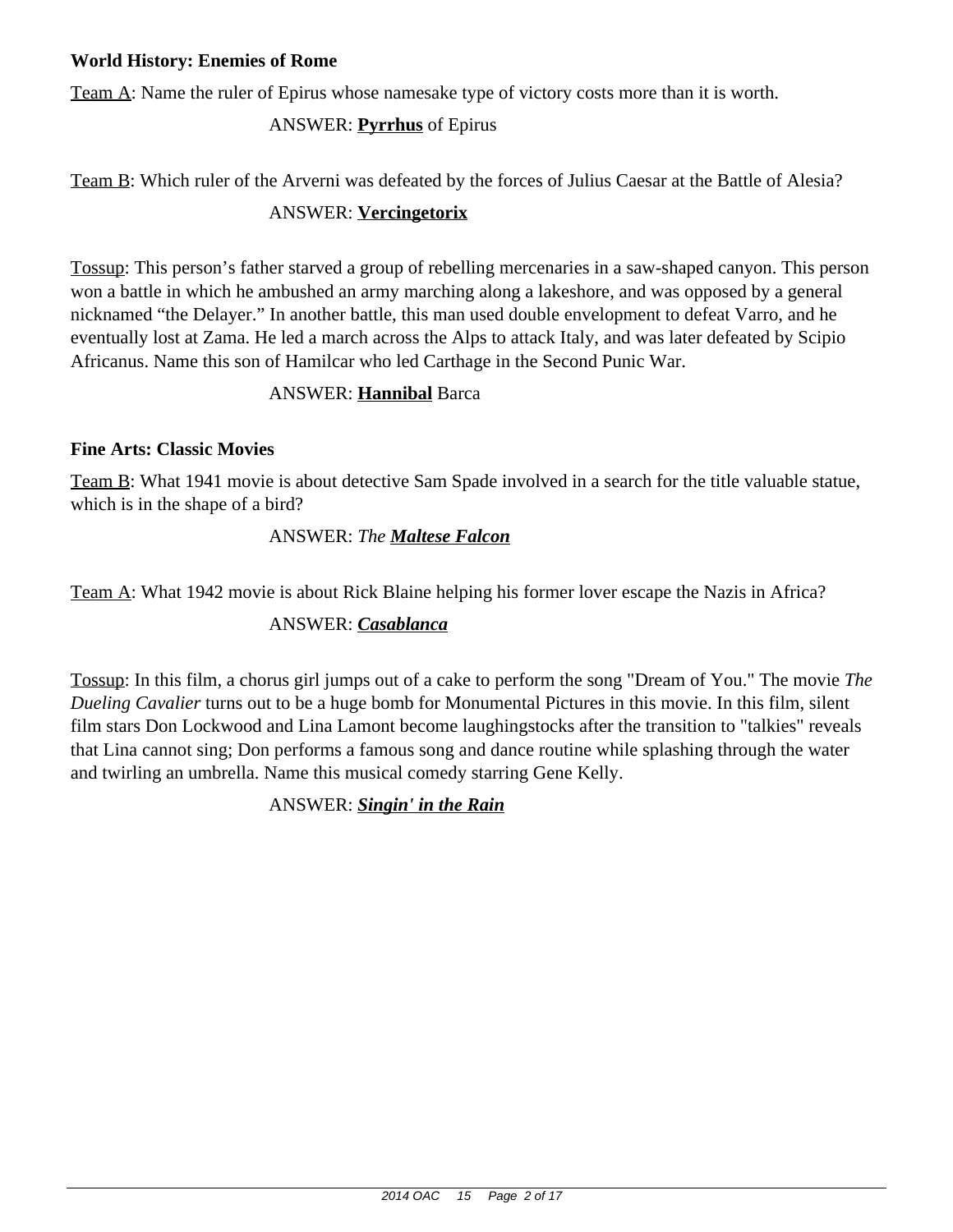**World History: Enemies of Rome**

<u>Team A</u>: Name the ruler of Epirus whose namesake type of victory costs more than it is worth.

ANSWER: <u>**Pyrrhus**</u> of Epirus

<u>Team B</u>: Which ruler of the Arverni was defeated by the forces of Julius Caesar at the Battle of Alesia?

ANSWER: <u>**Vercingetorix**</u>

<u>Tossup</u>: This person's father starved a group of rebelling mercenaries in a saw-shaped canyon. This person won a battle in which he ambushed an army marching along a lakeshore, and was opposed by a general nicknamed "the Delayer." In another battle, this man used double envelopment to defeat Varro, and he eventually lost at Zama. He led a march across the Alps to attack Italy, and was later defeated by Scipio Africanus. Name this son of Hamilcar who led Carthage in the Second Punic War.

ANSWER: <u>**Hannibal**</u> Barca

**Fine Arts: Classic Movies**

<u>Team B</u>: What 1941 movie is about detective Sam Spade involved in a search for the title valuable statue, which is in the shape of a bird?

ANSWER: *The* <u>***Maltese Falcon***</u>

<u>Team A</u>: What 1942 movie is about Rick Blaine helping his former lover escape the Nazis in Africa?

ANSWER: <u>***Casablanca***</u>

<u>Tossup</u>: In this film, a chorus girl jumps out of a cake to perform the song "Dream of You." The movie *The Dueling Cavalier* turns out to be a huge bomb for Monumental Pictures in this movie. In this film, silent film stars Don Lockwood and Lina Lamont become laughingstocks after the transition to "talkies" reveals that Lina cannot sing; Don performs a famous song and dance routine while splashing through the water and twirling an umbrella. Name this musical comedy starring Gene Kelly.

ANSWER: <u>***Singin' in the Rain***</u>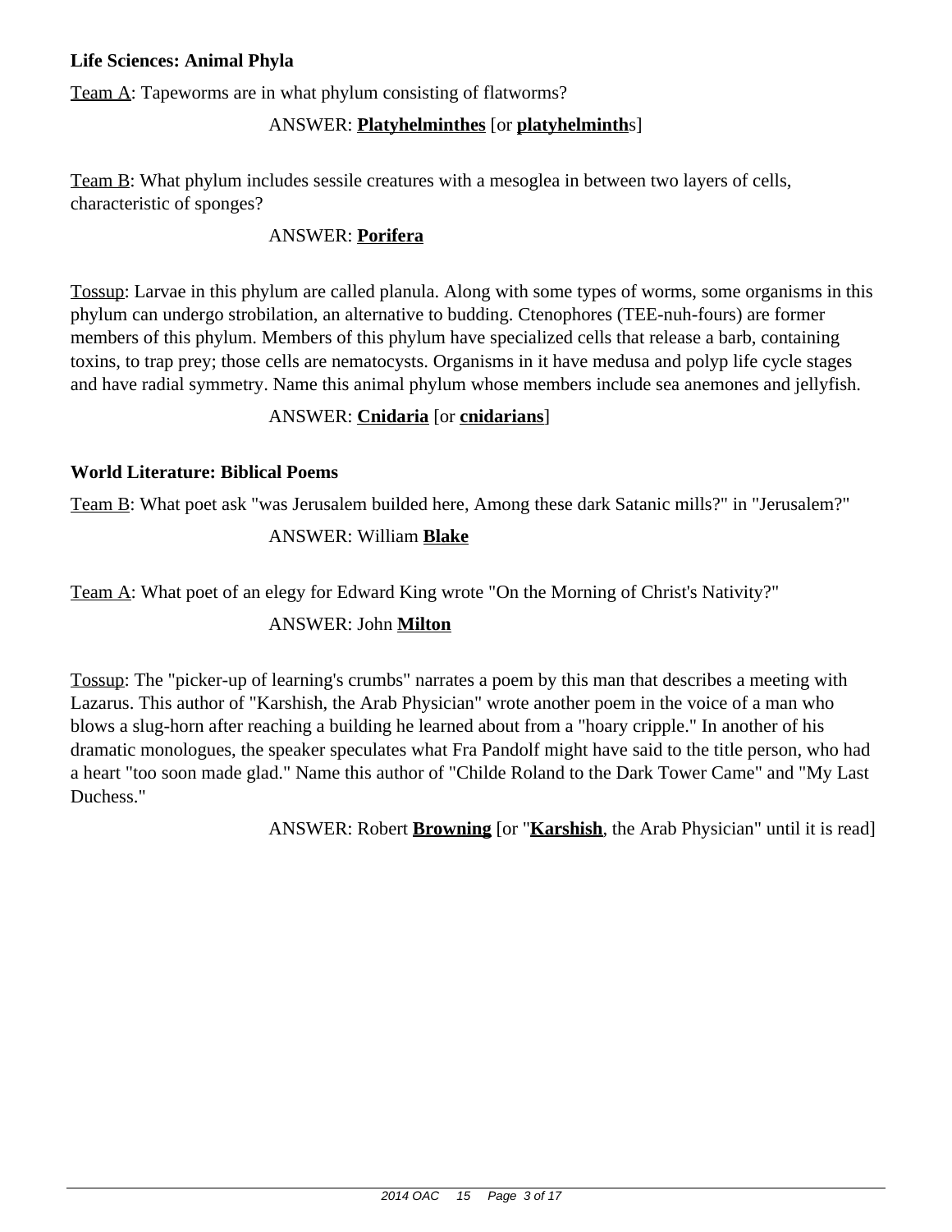**Life Sciences: Animal Phyla**

Team A: Tapeworms are in what phylum consisting of flatworms?

ANSWER: **Platyhelminthes** [or **platyhelminth**s]

Team B: What phylum includes sessile creatures with a mesoglea in between two layers of cells, characteristic of sponges?

ANSWER: **Porifera**

Tossup: Larvae in this phylum are called planula. Along with some types of worms, some organisms in this phylum can undergo strobilation, an alternative to budding. Ctenophores (TEE-nuh-fours) are former members of this phylum. Members of this phylum have specialized cells that release a barb, containing toxins, to trap prey; those cells are nematocysts. Organisms in it have medusa and polyp life cycle stages and have radial symmetry. Name this animal phylum whose members include sea anemones and jellyfish.

ANSWER: **Cnidaria** [or **cnidarians**]

**World Literature: Biblical Poems**

Team B: What poet ask "was Jerusalem builded here, Among these dark Satanic mills?" in "Jerusalem?"

ANSWER: William **Blake**

Team A: What poet of an elegy for Edward King wrote "On the Morning of Christ's Nativity?"

ANSWER: John **Milton**

Tossup: The "picker-up of learning's crumbs" narrates a poem by this man that describes a meeting with Lazarus. This author of "Karshish, the Arab Physician" wrote another poem in the voice of a man who blows a slug-horn after reaching a building he learned about from a "hoary cripple." In another of his dramatic monologues, the speaker speculates what Fra Pandolf might have said to the title person, who had a heart "too soon made glad." Name this author of "Childe Roland to the Dark Tower Came" and "My Last Duchess."

ANSWER: Robert **Browning** [or "**Karshish**, the Arab Physician" until it is read]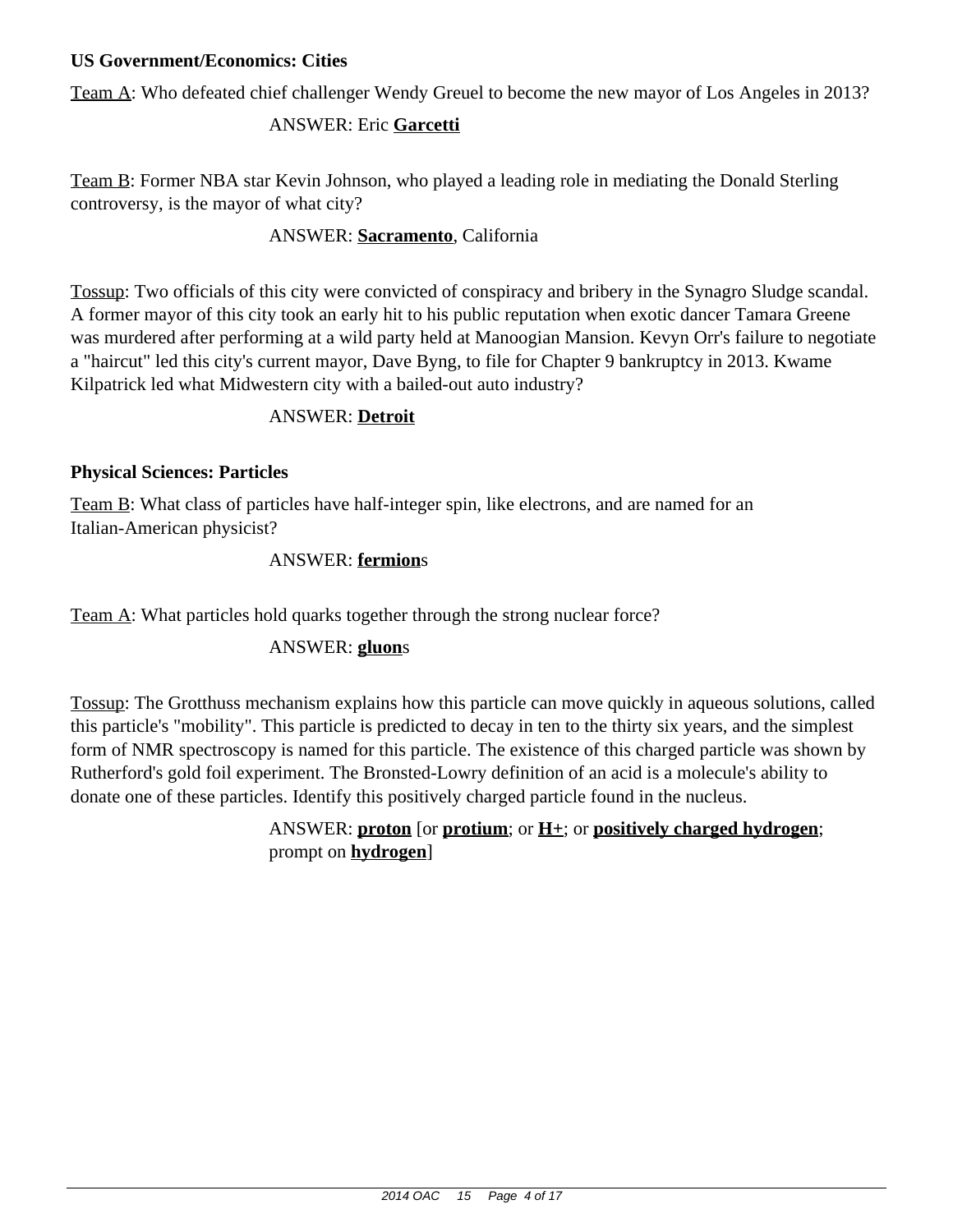**US Government/Economics: Cities**

Team A: Who defeated chief challenger Wendy Greuel to become the new mayor of Los Angeles in 2013?

ANSWER: Eric **Garcetti**

Team B: Former NBA star Kevin Johnson, who played a leading role in mediating the Donald Sterling controversy, is the mayor of what city?

ANSWER: **Sacramento**, California

Tossup: Two officials of this city were convicted of conspiracy and bribery in the Synagro Sludge scandal. A former mayor of this city took an early hit to his public reputation when exotic dancer Tamara Greene was murdered after performing at a wild party held at Manoogian Mansion. Kevyn Orr's failure to negotiate a "haircut" led this city's current mayor, Dave Byng, to file for Chapter 9 bankruptcy in 2013. Kwame Kilpatrick led what Midwestern city with a bailed-out auto industry?

ANSWER: **Detroit**

**Physical Sciences: Particles**

Team B: What class of particles have half-integer spin, like electrons, and are named for an Italian-American physicist?

ANSWER: **fermion**s

Team A: What particles hold quarks together through the strong nuclear force?

ANSWER: **gluon**s

Tossup: The Grotthuss mechanism explains how this particle can move quickly in aqueous solutions, called this particle's "mobility". This particle is predicted to decay in ten to the thirty six years, and the simplest form of NMR spectroscopy is named for this particle. The existence of this charged particle was shown by Rutherford's gold foil experiment. The Bronsted-Lowry definition of an acid is a molecule's ability to donate one of these particles. Identify this positively charged particle found in the nucleus.

ANSWER: **proton** [or **protium**; or **H+**; or **positively charged hydrogen**; prompt on **hydrogen**]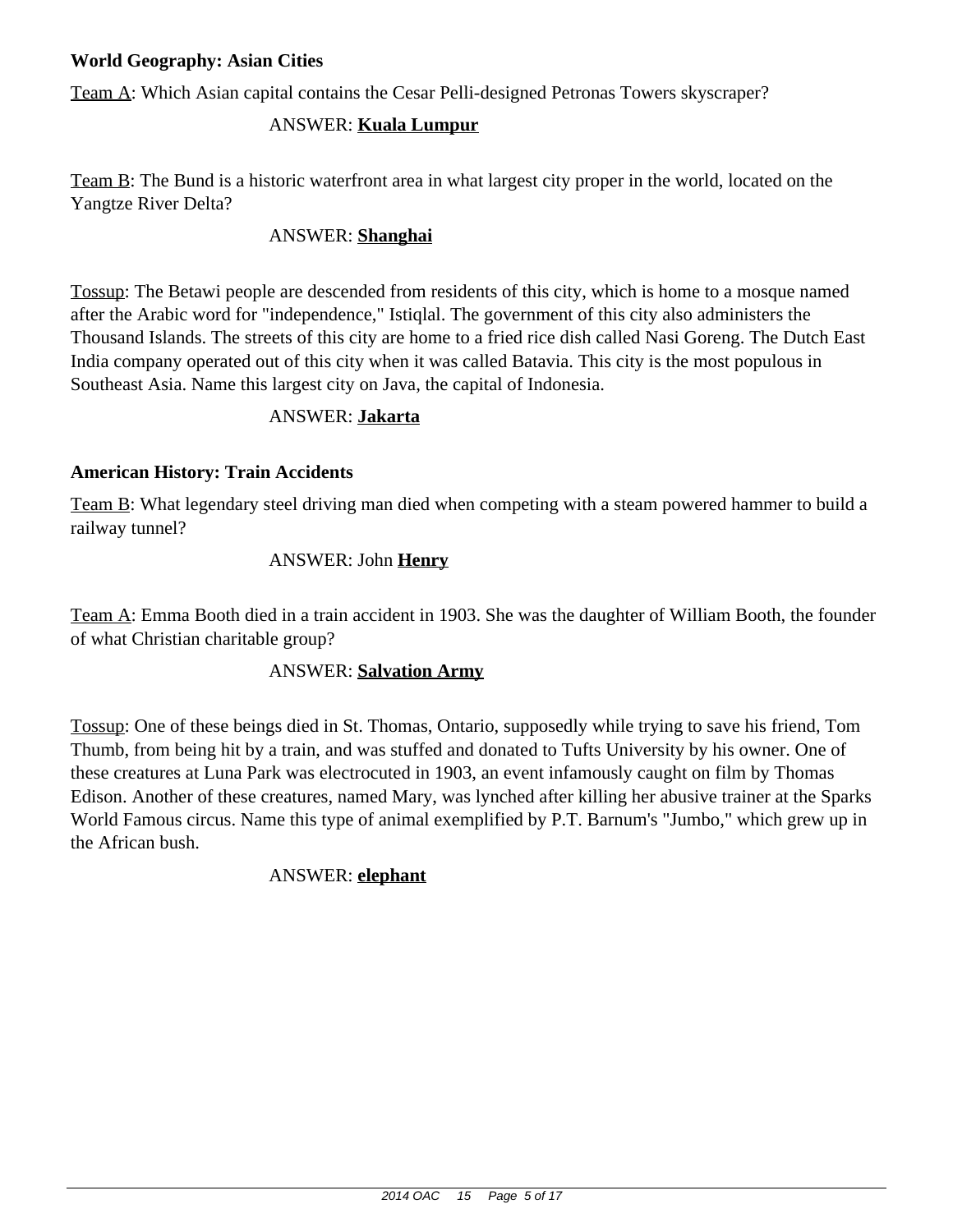**World Geography: Asian Cities**

Team A: Which Asian capital contains the Cesar Pelli-designed Petronas Towers skyscraper?

ANSWER: **Kuala Lumpur**

Team B: The Bund is a historic waterfront area in what largest city proper in the world, located on the Yangtze River Delta?

ANSWER: **Shanghai**

Tossup: The Betawi people are descended from residents of this city, which is home to a mosque named after the Arabic word for "independence," Istiqlal. The government of this city also administers the Thousand Islands. The streets of this city are home to a fried rice dish called Nasi Goreng. The Dutch East India company operated out of this city when it was called Batavia. This city is the most populous in Southeast Asia. Name this largest city on Java, the capital of Indonesia.

ANSWER: **Jakarta**

**American History: Train Accidents**

Team B: What legendary steel driving man died when competing with a steam powered hammer to build a railway tunnel?

ANSWER: John **Henry**

Team A: Emma Booth died in a train accident in 1903. She was the daughter of William Booth, the founder of what Christian charitable group?

ANSWER: **Salvation Army**

Tossup: One of these beings died in St. Thomas, Ontario, supposedly while trying to save his friend, Tom Thumb, from being hit by a train, and was stuffed and donated to Tufts University by his owner. One of these creatures at Luna Park was electrocuted in 1903, an event infamously caught on film by Thomas Edison. Another of these creatures, named Mary, was lynched after killing her abusive trainer at the Sparks World Famous circus. Name this type of animal exemplified by P.T. Barnum's "Jumbo," which grew up in the African bush.

ANSWER: **elephant**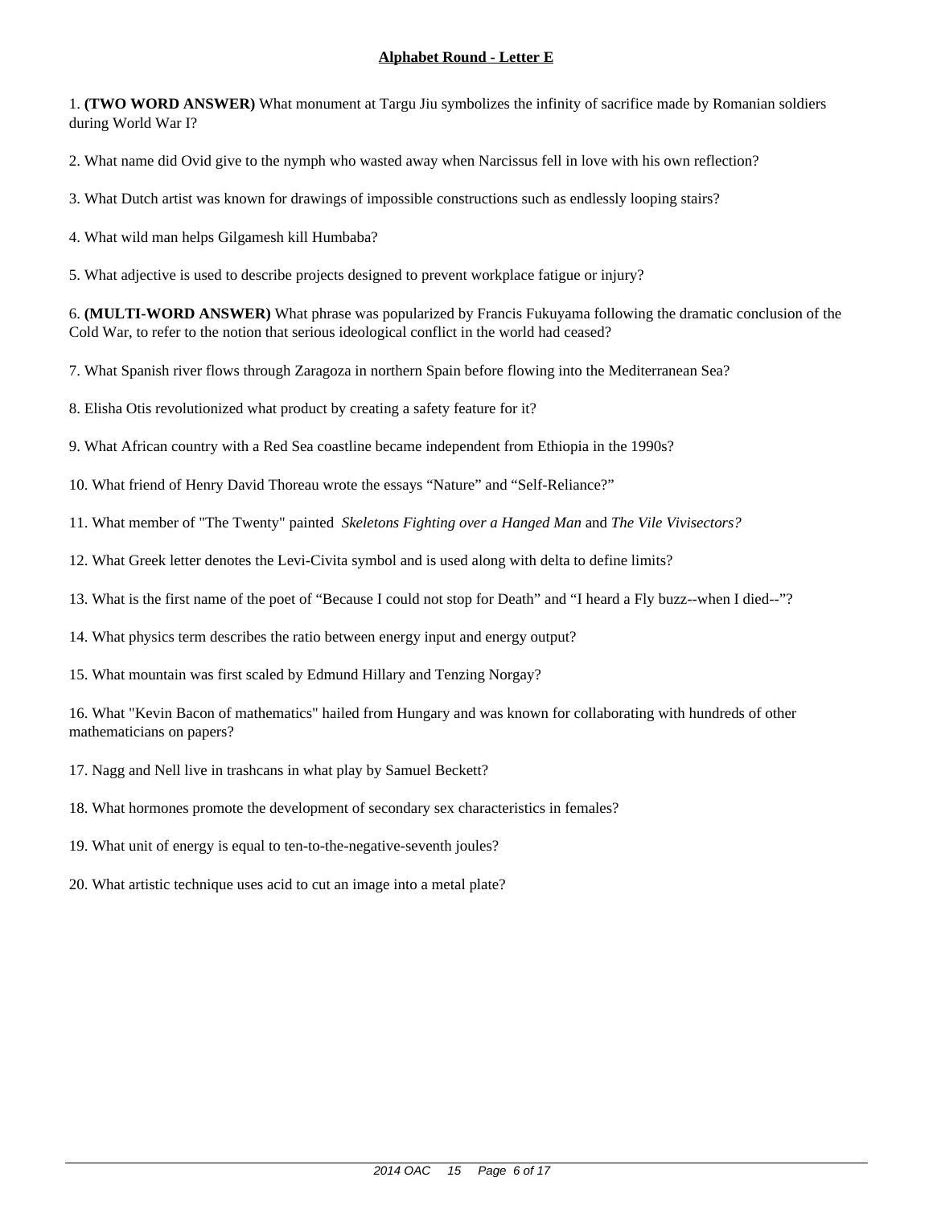## Alphabet Round - Letter E

1. **(TWO WORD ANSWER)** What monument at Targu Jiu symbolizes the infinity of sacrifice made by Romanian soldiers during World War I?

2. What name did Ovid give to the nymph who wasted away when Narcissus fell in love with his own reflection?

3. What Dutch artist was known for drawings of impossible constructions such as endlessly looping stairs?

4. What wild man helps Gilgamesh kill Humbaba?

5. What adjective is used to describe projects designed to prevent workplace fatigue or injury?

6. **(MULTI-WORD ANSWER)** What phrase was popularized by Francis Fukuyama following the dramatic conclusion of the Cold War, to refer to the notion that serious ideological conflict in the world had ceased?

7. What Spanish river flows through Zaragoza in northern Spain before flowing into the Mediterranean Sea?

8. Elisha Otis revolutionized what product by creating a safety feature for it?

9. What African country with a Red Sea coastline became independent from Ethiopia in the 1990s?

10. What friend of Henry David Thoreau wrote the essays "Nature" and "Self-Reliance?"

11. What member of "The Twenty" painted *Skeletons Fighting over a Hanged Man* and *The Vile Vivisectors?*

12. What Greek letter denotes the Levi-Civita symbol and is used along with delta to define limits?

13. What is the first name of the poet of "Because I could not stop for Death" and "I heard a Fly buzz--when I died--"?

14. What physics term describes the ratio between energy input and energy output?

15. What mountain was first scaled by Edmund Hillary and Tenzing Norgay?

16. What "Kevin Bacon of mathematics" hailed from Hungary and was known for collaborating with hundreds of other mathematicians on papers?

17. Nagg and Nell live in trashcans in what play by Samuel Beckett?

18. What hormones promote the development of secondary sex characteristics in females?

19. What unit of energy is equal to ten-to-the-negative-seventh joules?

20. What artistic technique uses acid to cut an image into a metal plate?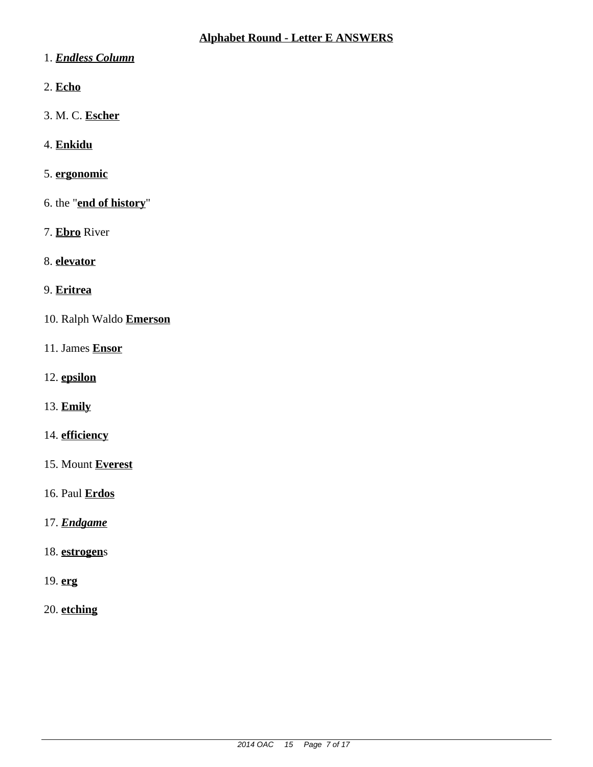## **Alphabet Round - Letter E ANSWERS**

1. ***Endless Column***

2. **Echo**

3. M. C. **Escher**

4. **Enkidu**

5. **ergonomic**

6. the "**end of history**"

7. **Ebro** River

8. **elevator**

9. **Eritrea**

10. Ralph Waldo **Emerson**

11. James **Ensor**

12. **epsilon**

13. **Emily**

14. **efficiency**

15. Mount **Everest**

16. Paul **Erdos**

17. ***Endgame***

18. **estrogen**s

19. **erg**

20. **etching**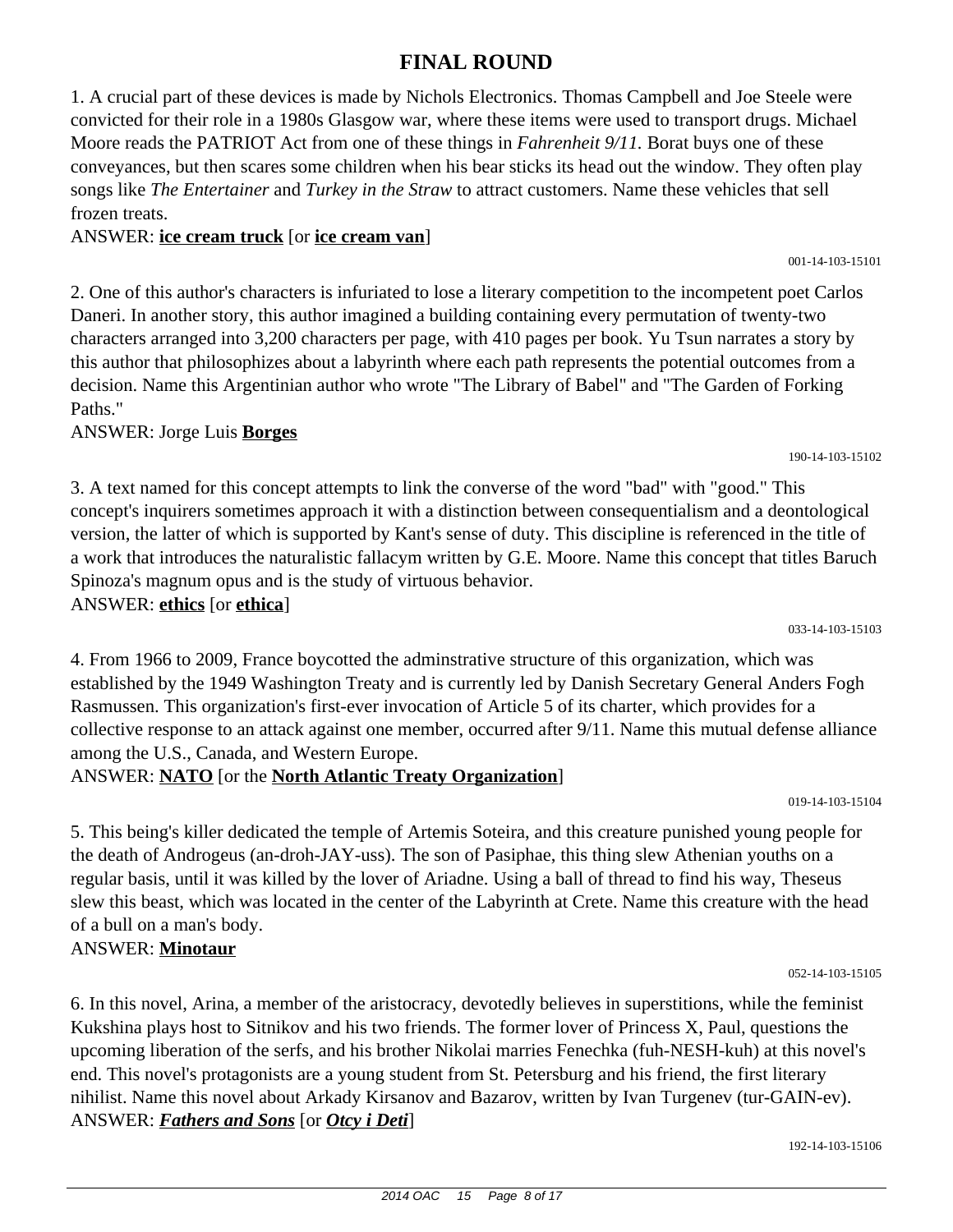# FINAL ROUND

1. A crucial part of these devices is made by Nichols Electronics. Thomas Campbell and Joe Steele were convicted for their role in a 1980s Glasgow war, where these items were used to transport drugs. Michael Moore reads the PATRIOT Act from one of these things in *Fahrenheit 9/11.* Borat buys one of these conveyances, but then scares some children when his bear sticks its head out the window. They often play songs like *The Entertainer* and *Turkey in the Straw* to attract customers. Name these vehicles that sell frozen treats.

ANSWER: **ice cream truck** [or **ice cream van**]

001-14-103-15101

2. One of this author's characters is infuriated to lose a literary competition to the incompetent poet Carlos Daneri. In another story, this author imagined a building containing every permutation of twenty-two characters arranged into 3,200 characters per page, with 410 pages per book. Yu Tsun narrates a story by this author that philosophizes about a labyrinth where each path represents the potential outcomes from a decision. Name this Argentinian author who wrote "The Library of Babel" and "The Garden of Forking Paths."

ANSWER: Jorge Luis **Borges**

190-14-103-15102

3. A text named for this concept attempts to link the converse of the word "bad" with "good." This concept's inquirers sometimes approach it with a distinction between consequentialism and a deontological version, the latter of which is supported by Kant's sense of duty. This discipline is referenced in the title of a work that introduces the naturalistic fallacym written by G.E. Moore. Name this concept that titles Baruch Spinoza's magnum opus and is the study of virtuous behavior.

ANSWER: **ethics** [or **ethica**]

033-14-103-15103

4. From 1966 to 2009, France boycotted the adminstrative structure of this organization, which was established by the 1949 Washington Treaty and is currently led by Danish Secretary General Anders Fogh Rasmussen. This organization's first-ever invocation of Article 5 of its charter, which provides for a collective response to an attack against one member, occurred after 9/11. Name this mutual defense alliance among the U.S., Canada, and Western Europe.

ANSWER: **NATO** [or the **North Atlantic Treaty Organization**]

019-14-103-15104

5. This being's killer dedicated the temple of Artemis Soteira, and this creature punished young people for the death of Androgeus (an-droh-JAY-uss). The son of Pasiphae, this thing slew Athenian youths on a regular basis, until it was killed by the lover of Ariadne. Using a ball of thread to find his way, Theseus slew this beast, which was located in the center of the Labyrinth at Crete. Name this creature with the head of a bull on a man's body.

ANSWER: **Minotaur**

052-14-103-15105

6. In this novel, Arina, a member of the aristocracy, devotedly believes in superstitions, while the feminist Kukshina plays host to Sitnikov and his two friends. The former lover of Princess X, Paul, questions the upcoming liberation of the serfs, and his brother Nikolai marries Fenechka (fuh-NESH-kuh) at this novel's end. This novel's protagonists are a young student from St. Petersburg and his friend, the first literary nihilist. Name this novel about Arkady Kirsanov and Bazarov, written by Ivan Turgenev (tur-GAIN-ev).

ANSWER: ***Fathers and Sons*** [or ***Otcy i Deti***]

192-14-103-15106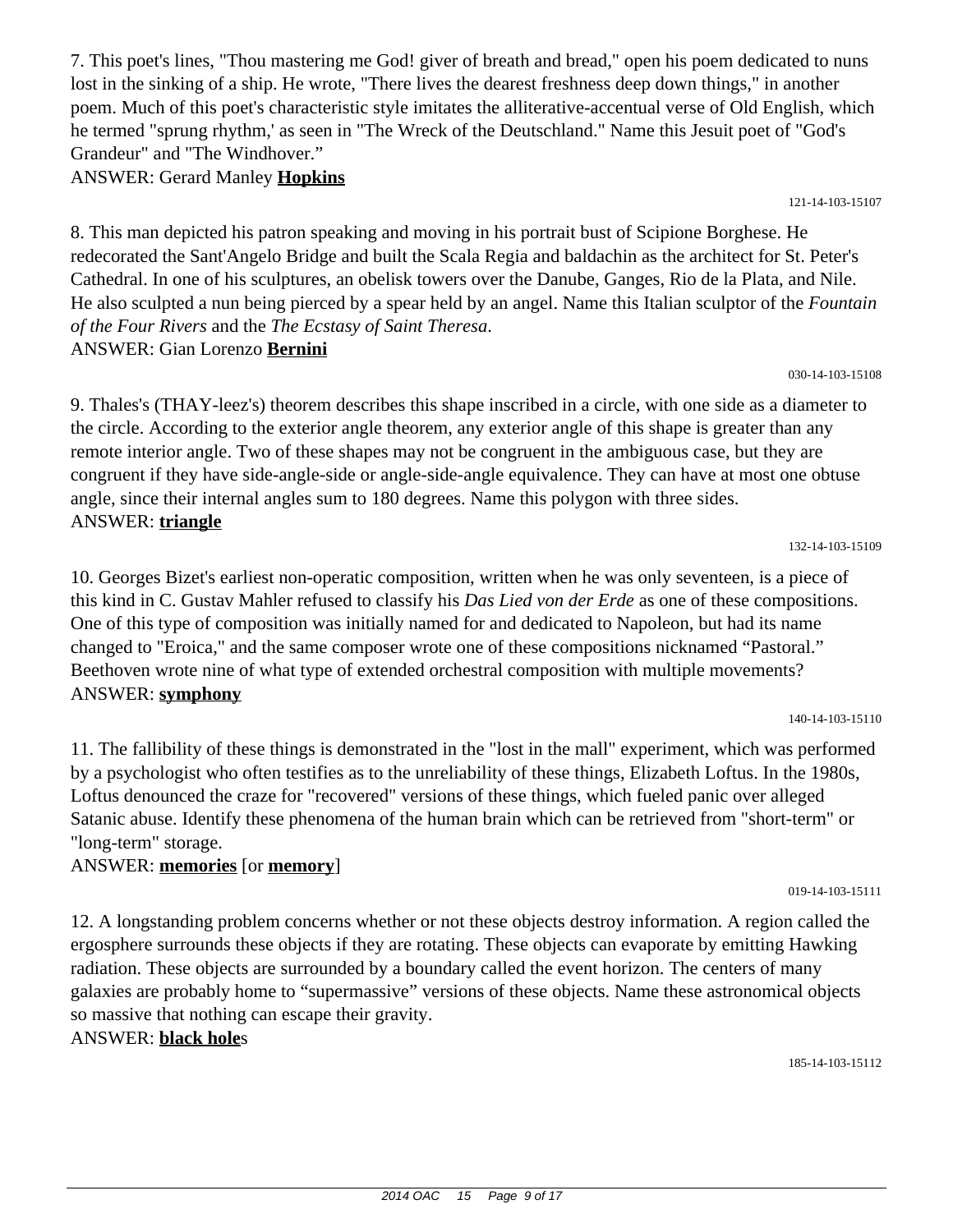7. This poet's lines, "Thou mastering me God! giver of breath and bread," open his poem dedicated to nuns lost in the sinking of a ship. He wrote, "There lives the dearest freshness deep down things," in another poem. Much of this poet's characteristic style imitates the alliterative-accentual verse of Old English, which he termed "sprung rhythm,' as seen in "The Wreck of the Deutschland." Name this Jesuit poet of "God's Grandeur" and "The Windhover."

ANSWER: Gerard Manley **Hopkins**

121-14-103-15107

8. This man depicted his patron speaking and moving in his portrait bust of Scipione Borghese. He redecorated the Sant'Angelo Bridge and built the Scala Regia and baldachin as the architect for St. Peter's Cathedral. In one of his sculptures, an obelisk towers over the Danube, Ganges, Rio de la Plata, and Nile. He also sculpted a nun being pierced by a spear held by an angel. Name this Italian sculptor of the *Fountain of the Four Rivers* and the *The Ecstasy of Saint Theresa*.

ANSWER: Gian Lorenzo **Bernini**

030-14-103-15108

9. Thales's (THAY-leez's) theorem describes this shape inscribed in a circle, with one side as a diameter to the circle. According to the exterior angle theorem, any exterior angle of this shape is greater than any remote interior angle. Two of these shapes may not be congruent in the ambiguous case, but they are congruent if they have side-angle-side or angle-side-angle equivalence. They can have at most one obtuse angle, since their internal angles sum to 180 degrees. Name this polygon with three sides.

ANSWER: **triangle**

132-14-103-15109

10. Georges Bizet's earliest non-operatic composition, written when he was only seventeen, is a piece of this kind in C. Gustav Mahler refused to classify his *Das Lied von der Erde* as one of these compositions. One of this type of composition was initially named for and dedicated to Napoleon, but had its name changed to "Eroica," and the same composer wrote one of these compositions nicknamed "Pastoral." Beethoven wrote nine of what type of extended orchestral composition with multiple movements?

ANSWER: **symphony**

140-14-103-15110

11. The fallibility of these things is demonstrated in the "lost in the mall" experiment, which was performed by a psychologist who often testifies as to the unreliability of these things, Elizabeth Loftus. In the 1980s, Loftus denounced the craze for "recovered" versions of these things, which fueled panic over alleged Satanic abuse. Identify these phenomena of the human brain which can be retrieved from "short-term" or "long-term" storage.

ANSWER: **memories** [or **memory**]

019-14-103-15111

12. A longstanding problem concerns whether or not these objects destroy information. A region called the ergosphere surrounds these objects if they are rotating. These objects can evaporate by emitting Hawking radiation. These objects are surrounded by a boundary called the event horizon. The centers of many galaxies are probably home to "supermassive" versions of these objects. Name these astronomical objects so massive that nothing can escape their gravity.

ANSWER: **black hole**s

185-14-103-15112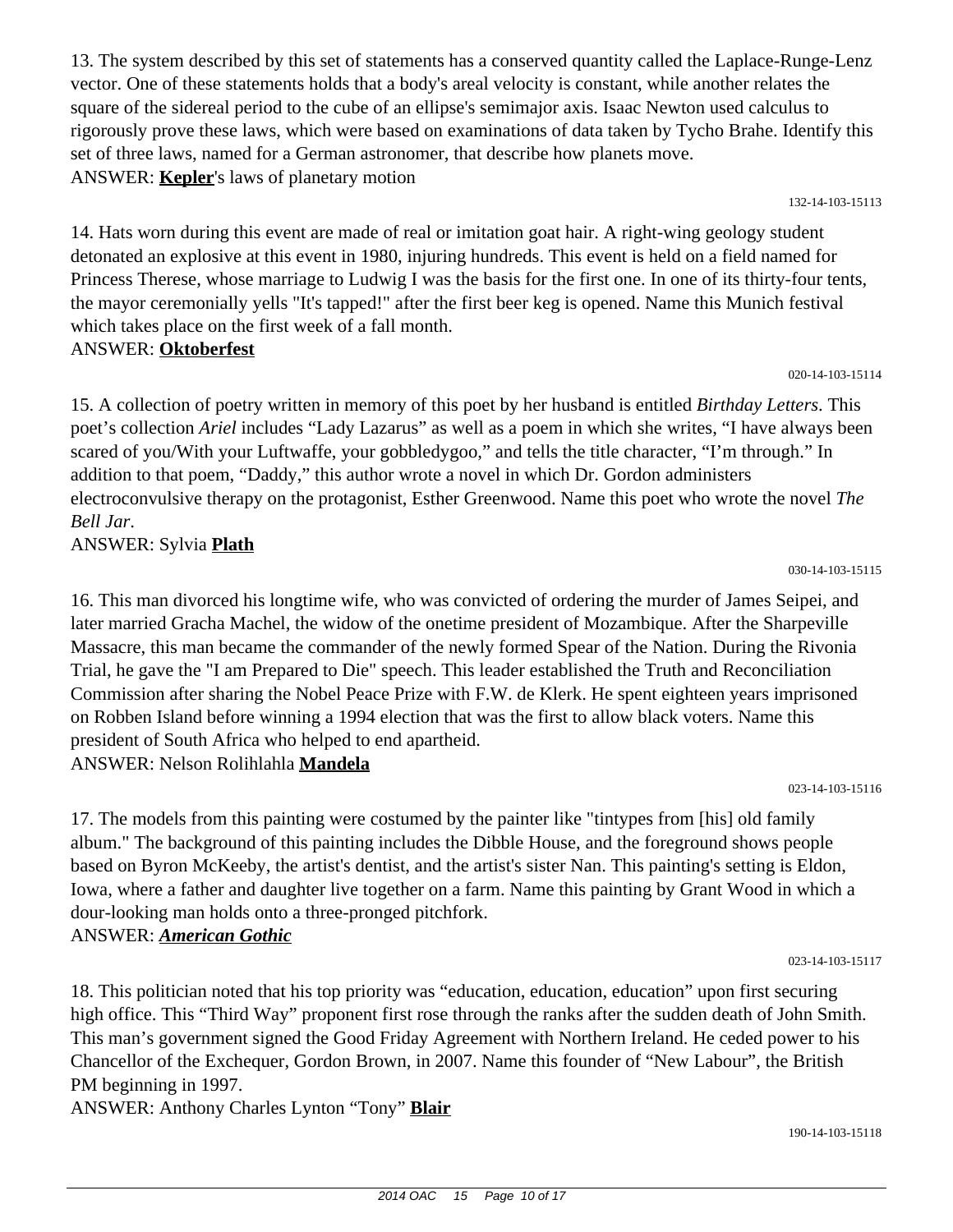13. The system described by this set of statements has a conserved quantity called the Laplace-Runge-Lenz vector. One of these statements holds that a body's areal velocity is constant, while another relates the square of the sidereal period to the cube of an ellipse's semimajor axis. Isaac Newton used calculus to rigorously prove these laws, which were based on examinations of data taken by Tycho Brahe. Identify this set of three laws, named for a German astronomer, that describe how planets move.
ANSWER: **Kepler**'s laws of planetary motion

132-14-103-15113

14. Hats worn during this event are made of real or imitation goat hair. A right-wing geology student detonated an explosive at this event in 1980, injuring hundreds. This event is held on a field named for Princess Therese, whose marriage to Ludwig I was the basis for the first one. In one of its thirty-four tents, the mayor ceremonially yells "It's tapped!" after the first beer keg is opened. Name this Munich festival which takes place on the first week of a fall month.
ANSWER: **Oktoberfest**

020-14-103-15114

15. A collection of poetry written in memory of this poet by her husband is entitled *Birthday Letters*. This poet's collection *Ariel* includes "Lady Lazarus" as well as a poem in which she writes, "I have always been scared of you/With your Luftwaffe, your gobbledygoo," and tells the title character, "I'm through." In addition to that poem, "Daddy," this author wrote a novel in which Dr. Gordon administers electroconvulsive therapy on the protagonist, Esther Greenwood. Name this poet who wrote the novel *The Bell Jar*.
ANSWER: Sylvia **Plath**

030-14-103-15115

16. This man divorced his longtime wife, who was convicted of ordering the murder of James Seipei, and later married Gracha Machel, the widow of the onetime president of Mozambique. After the Sharpeville Massacre, this man became the commander of the newly formed Spear of the Nation. During the Rivonia Trial, he gave the "I am Prepared to Die" speech. This leader established the Truth and Reconciliation Commission after sharing the Nobel Peace Prize with F.W. de Klerk. He spent eighteen years imprisoned on Robben Island before winning a 1994 election that was the first to allow black voters. Name this president of South Africa who helped to end apartheid.
ANSWER: Nelson Rolihlahla **Mandela**

023-14-103-15116

17. The models from this painting were costumed by the painter like "tintypes from [his] old family album." The background of this painting includes the Dibble House, and the foreground shows people based on Byron McKeeby, the artist's dentist, and the artist's sister Nan. This painting's setting is Eldon, Iowa, where a father and daughter live together on a farm. Name this painting by Grant Wood in which a dour-looking man holds onto a three-pronged pitchfork.
ANSWER: ***American Gothic***

023-14-103-15117

18. This politician noted that his top priority was "education, education, education" upon first securing high office. This "Third Way" proponent first rose through the ranks after the sudden death of John Smith. This man's government signed the Good Friday Agreement with Northern Ireland. He ceded power to his Chancellor of the Exchequer, Gordon Brown, in 2007. Name this founder of "New Labour", the British PM beginning in 1997.
ANSWER: Anthony Charles Lynton "Tony" **Blair**

190-14-103-15118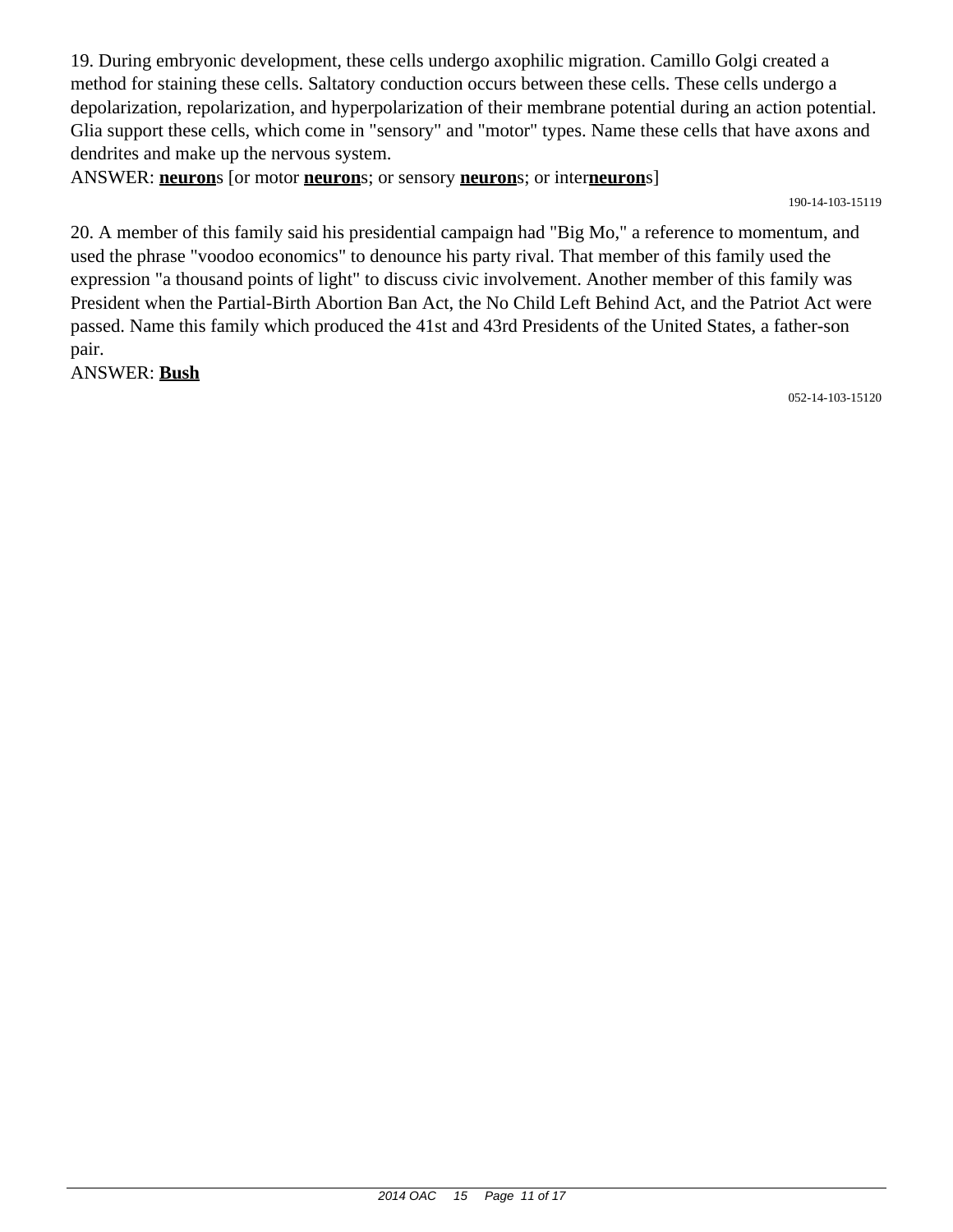19. During embryonic development, these cells undergo axophilic migration. Camillo Golgi created a method for staining these cells. Saltatory conduction occurs between these cells. These cells undergo a depolarization, repolarization, and hyperpolarization of their membrane potential during an action potential. Glia support these cells, which come in "sensory" and "motor" types. Name these cells that have axons and dendrites and make up the nervous system.

ANSWER: **neuron**s [or motor **neuron**s; or sensory **neuron**s; or inter**neuron**s]

190-14-103-15119

20. A member of this family said his presidential campaign had "Big Mo," a reference to momentum, and used the phrase "voodoo economics" to denounce his party rival. That member of this family used the expression "a thousand points of light" to discuss civic involvement. Another member of this family was President when the Partial-Birth Abortion Ban Act, the No Child Left Behind Act, and the Patriot Act were passed. Name this family which produced the 41st and 43rd Presidents of the United States, a father-son pair.

ANSWER: **Bush**

052-14-103-15120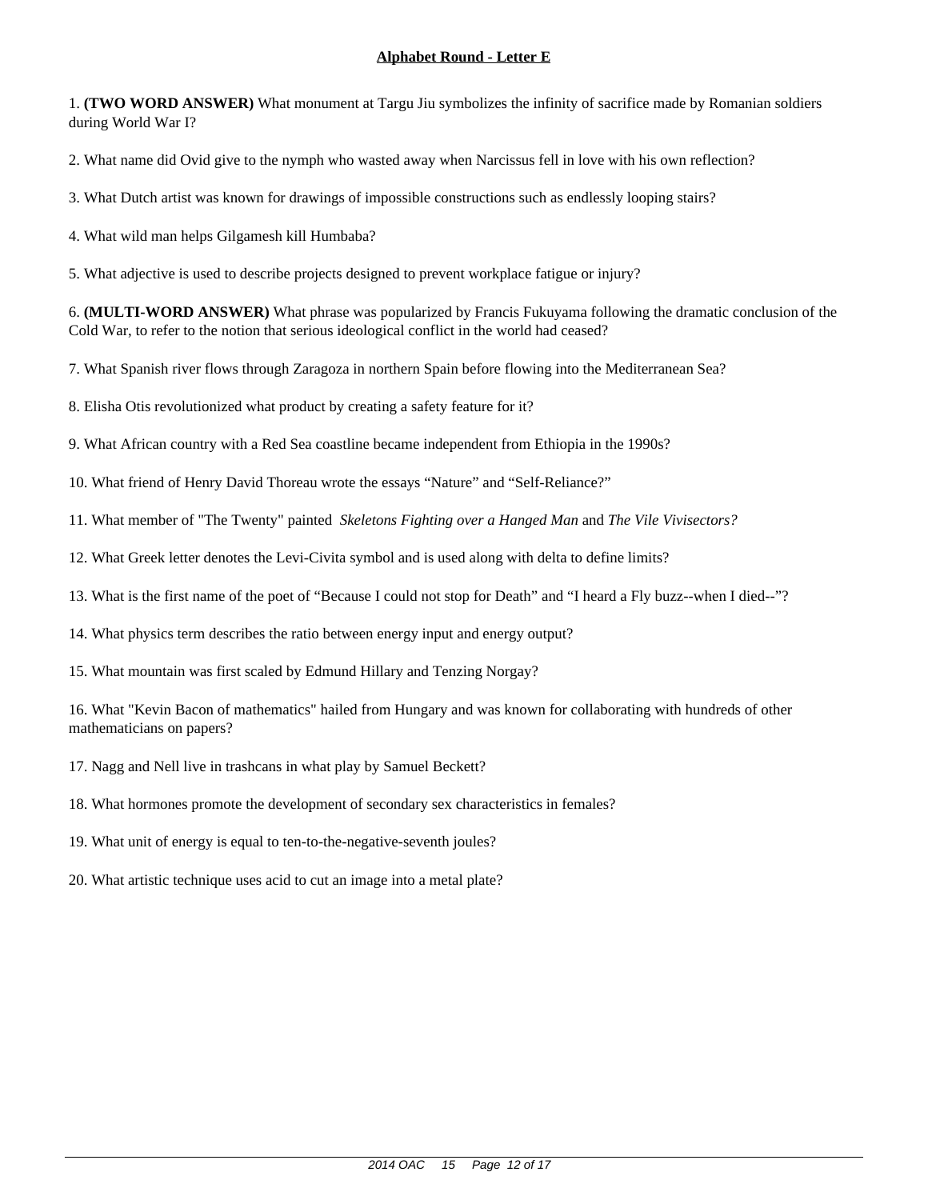## Alphabet Round - Letter E

1. **(TWO WORD ANSWER)** What monument at Targu Jiu symbolizes the infinity of sacrifice made by Romanian soldiers during World War I?

2. What name did Ovid give to the nymph who wasted away when Narcissus fell in love with his own reflection?

3. What Dutch artist was known for drawings of impossible constructions such as endlessly looping stairs?

4. What wild man helps Gilgamesh kill Humbaba?

5. What adjective is used to describe projects designed to prevent workplace fatigue or injury?

6. **(MULTI-WORD ANSWER)** What phrase was popularized by Francis Fukuyama following the dramatic conclusion of the Cold War, to refer to the notion that serious ideological conflict in the world had ceased?

7. What Spanish river flows through Zaragoza in northern Spain before flowing into the Mediterranean Sea?

8. Elisha Otis revolutionized what product by creating a safety feature for it?

9. What African country with a Red Sea coastline became independent from Ethiopia in the 1990s?

10. What friend of Henry David Thoreau wrote the essays "Nature" and "Self-Reliance?"

11. What member of "The Twenty" painted *Skeletons Fighting over a Hanged Man* and *The Vile Vivisectors?*

12. What Greek letter denotes the Levi-Civita symbol and is used along with delta to define limits?

13. What is the first name of the poet of "Because I could not stop for Death" and "I heard a Fly buzz--when I died--"?

14. What physics term describes the ratio between energy input and energy output?

15. What mountain was first scaled by Edmund Hillary and Tenzing Norgay?

16. What "Kevin Bacon of mathematics" hailed from Hungary and was known for collaborating with hundreds of other mathematicians on papers?

17. Nagg and Nell live in trashcans in what play by Samuel Beckett?

18. What hormones promote the development of secondary sex characteristics in females?

19. What unit of energy is equal to ten-to-the-negative-seventh joules?

20. What artistic technique uses acid to cut an image into a metal plate?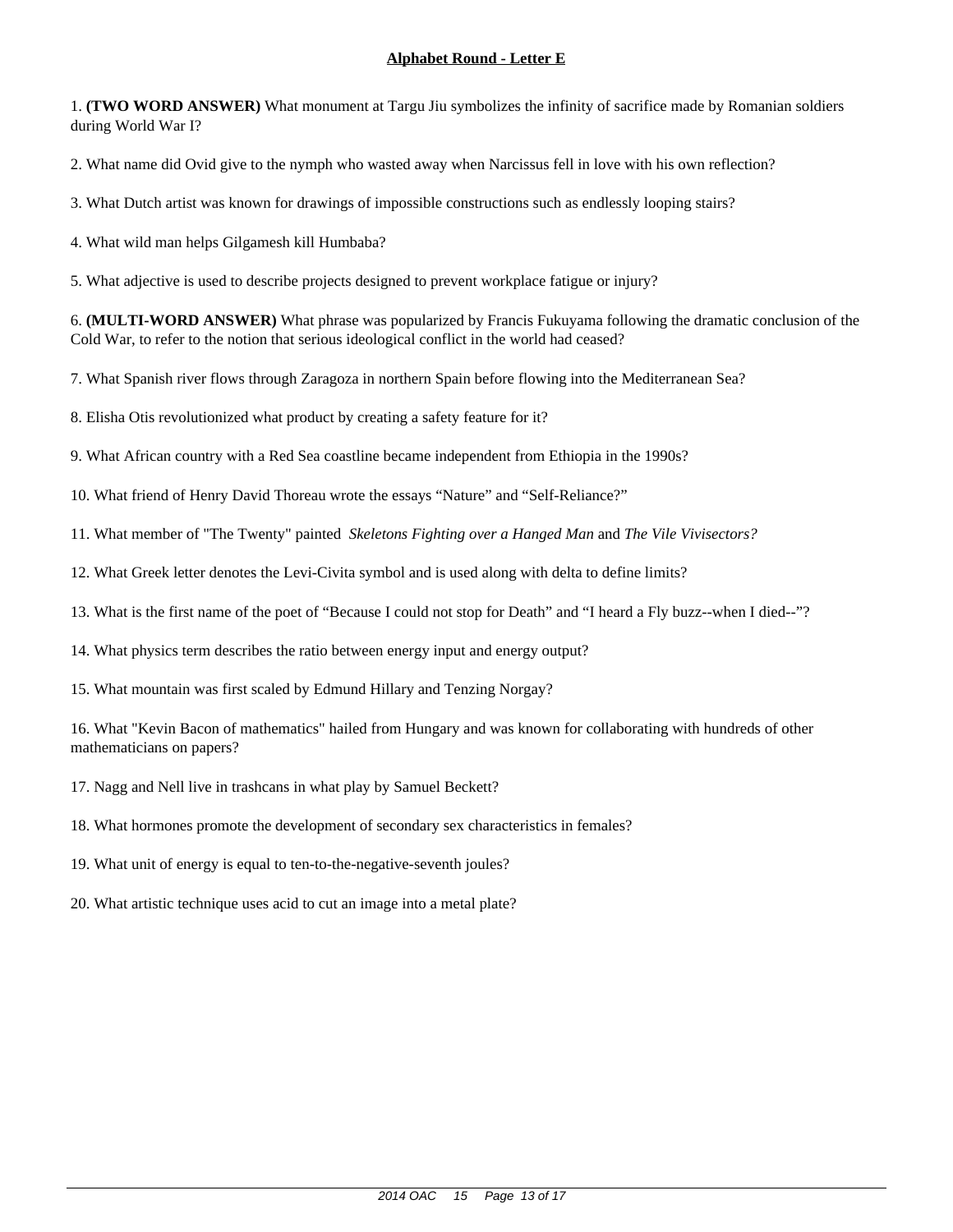## Alphabet Round - Letter E

1. **(TWO WORD ANSWER)** What monument at Targu Jiu symbolizes the infinity of sacrifice made by Romanian soldiers during World War I?

2. What name did Ovid give to the nymph who wasted away when Narcissus fell in love with his own reflection?

3. What Dutch artist was known for drawings of impossible constructions such as endlessly looping stairs?

4. What wild man helps Gilgamesh kill Humbaba?

5. What adjective is used to describe projects designed to prevent workplace fatigue or injury?

6. **(MULTI-WORD ANSWER)** What phrase was popularized by Francis Fukuyama following the dramatic conclusion of the Cold War, to refer to the notion that serious ideological conflict in the world had ceased?

7. What Spanish river flows through Zaragoza in northern Spain before flowing into the Mediterranean Sea?

8. Elisha Otis revolutionized what product by creating a safety feature for it?

9. What African country with a Red Sea coastline became independent from Ethiopia in the 1990s?

10. What friend of Henry David Thoreau wrote the essays “Nature” and “Self-Reliance?”

11. What member of "The Twenty" painted *Skeletons Fighting over a Hanged Man* and *The Vile Vivisectors?*

12. What Greek letter denotes the Levi-Civita symbol and is used along with delta to define limits?

13. What is the first name of the poet of “Because I could not stop for Death” and “I heard a Fly buzz--when I died--”?

14. What physics term describes the ratio between energy input and energy output?

15. What mountain was first scaled by Edmund Hillary and Tenzing Norgay?

16. What "Kevin Bacon of mathematics" hailed from Hungary and was known for collaborating with hundreds of other mathematicians on papers?

17. Nagg and Nell live in trashcans in what play by Samuel Beckett?

18. What hormones promote the development of secondary sex characteristics in females?

19. What unit of energy is equal to ten-to-the-negative-seventh joules?

20. What artistic technique uses acid to cut an image into a metal plate?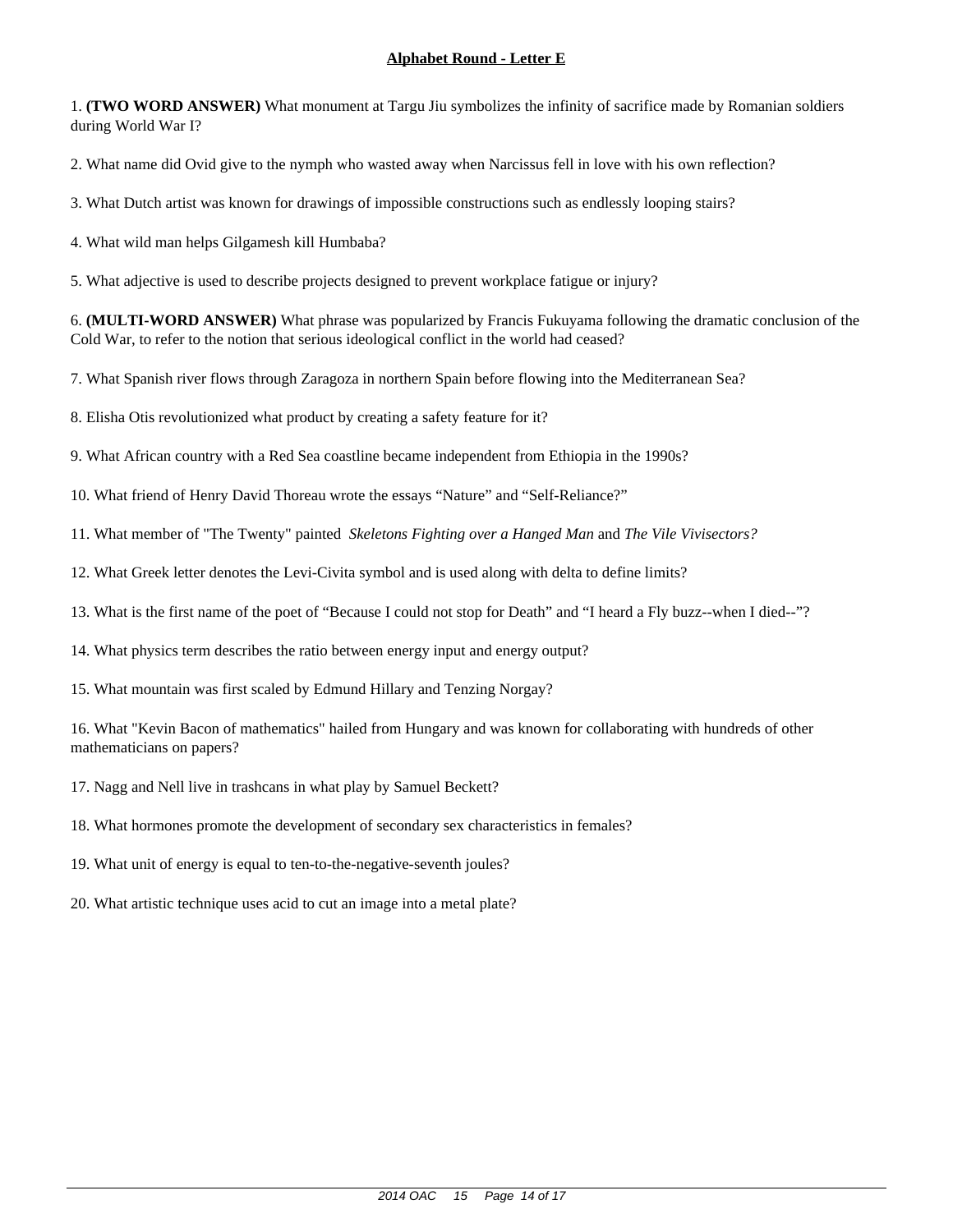## Alphabet Round - Letter E

1. **(TWO WORD ANSWER)** What monument at Targu Jiu symbolizes the infinity of sacrifice made by Romanian soldiers during World War I?

2. What name did Ovid give to the nymph who wasted away when Narcissus fell in love with his own reflection?

3. What Dutch artist was known for drawings of impossible constructions such as endlessly looping stairs?

4. What wild man helps Gilgamesh kill Humbaba?

5. What adjective is used to describe projects designed to prevent workplace fatigue or injury?

6. **(MULTI-WORD ANSWER)** What phrase was popularized by Francis Fukuyama following the dramatic conclusion of the Cold War, to refer to the notion that serious ideological conflict in the world had ceased?

7. What Spanish river flows through Zaragoza in northern Spain before flowing into the Mediterranean Sea?

8. Elisha Otis revolutionized what product by creating a safety feature for it?

9. What African country with a Red Sea coastline became independent from Ethiopia in the 1990s?

10. What friend of Henry David Thoreau wrote the essays “Nature” and “Self-Reliance?”

11. What member of "The Twenty" painted *Skeletons Fighting over a Hanged Man* and *The Vile Vivisectors?*

12. What Greek letter denotes the Levi-Civita symbol and is used along with delta to define limits?

13. What is the first name of the poet of “Because I could not stop for Death” and “I heard a Fly buzz--when I died--”?

14. What physics term describes the ratio between energy input and energy output?

15. What mountain was first scaled by Edmund Hillary and Tenzing Norgay?

16. What "Kevin Bacon of mathematics" hailed from Hungary and was known for collaborating with hundreds of other mathematicians on papers?

17. Nagg and Nell live in trashcans in what play by Samuel Beckett?

18. What hormones promote the development of secondary sex characteristics in females?

19. What unit of energy is equal to ten-to-the-negative-seventh joules?

20. What artistic technique uses acid to cut an image into a metal plate?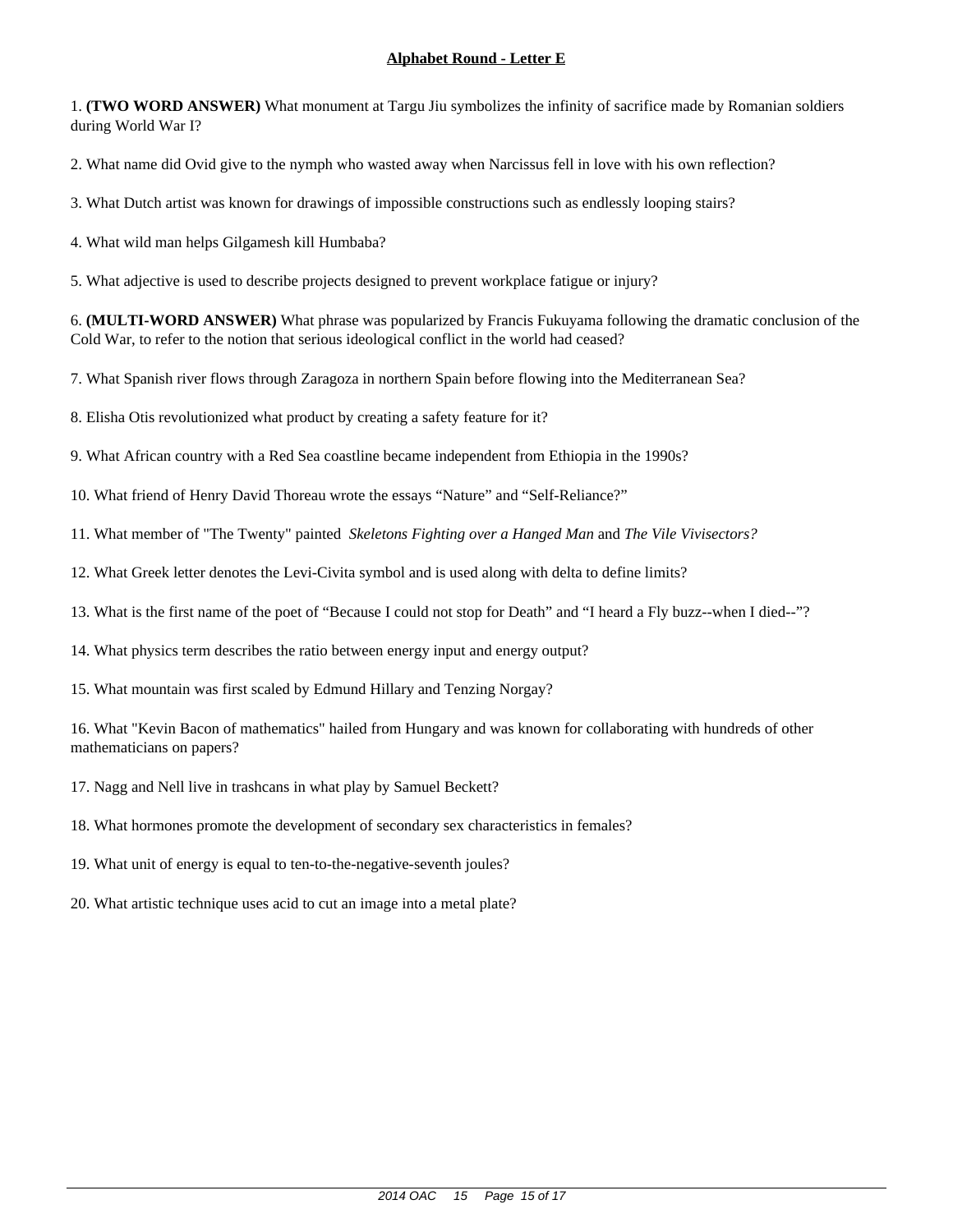## Alphabet Round - Letter E

1. **(TWO WORD ANSWER)** What monument at Targu Jiu symbolizes the infinity of sacrifice made by Romanian soldiers during World War I?

2. What name did Ovid give to the nymph who wasted away when Narcissus fell in love with his own reflection?

3. What Dutch artist was known for drawings of impossible constructions such as endlessly looping stairs?

4. What wild man helps Gilgamesh kill Humbaba?

5. What adjective is used to describe projects designed to prevent workplace fatigue or injury?

6. **(MULTI-WORD ANSWER)** What phrase was popularized by Francis Fukuyama following the dramatic conclusion of the Cold War, to refer to the notion that serious ideological conflict in the world had ceased?

7. What Spanish river flows through Zaragoza in northern Spain before flowing into the Mediterranean Sea?

8. Elisha Otis revolutionized what product by creating a safety feature for it?

9. What African country with a Red Sea coastline became independent from Ethiopia in the 1990s?

10. What friend of Henry David Thoreau wrote the essays "Nature" and "Self-Reliance?"

11. What member of "The Twenty" painted *Skeletons Fighting over a Hanged Man* and *The Vile Vivisectors?*

12. What Greek letter denotes the Levi-Civita symbol and is used along with delta to define limits?

13. What is the first name of the poet of "Because I could not stop for Death" and "I heard a Fly buzz--when I died--"?

14. What physics term describes the ratio between energy input and energy output?

15. What mountain was first scaled by Edmund Hillary and Tenzing Norgay?

16. What "Kevin Bacon of mathematics" hailed from Hungary and was known for collaborating with hundreds of other mathematicians on papers?

17. Nagg and Nell live in trashcans in what play by Samuel Beckett?

18. What hormones promote the development of secondary sex characteristics in females?

19. What unit of energy is equal to ten-to-the-negative-seventh joules?

20. What artistic technique uses acid to cut an image into a metal plate?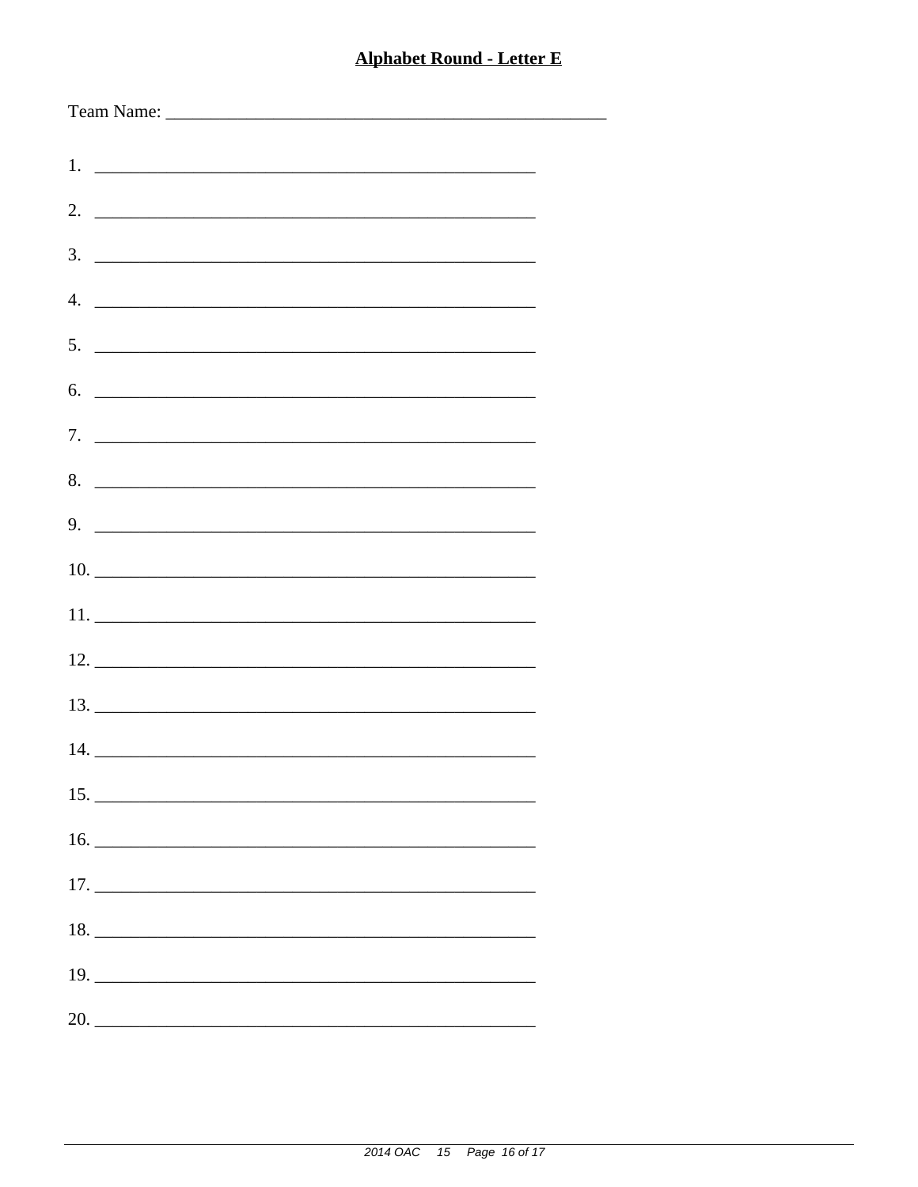**Alphabet Round - Letter E**

Team Name: ______________________________________________

1. ______________________________________________

2. ______________________________________________

3. ______________________________________________

4. ______________________________________________

5. ______________________________________________

6. ______________________________________________

7. ______________________________________________

8. ______________________________________________

9. ______________________________________________

10. ______________________________________________

11. ______________________________________________

12. ______________________________________________

13. ______________________________________________

14. ______________________________________________

15. ______________________________________________

16. ______________________________________________

17. ______________________________________________

18. ______________________________________________

19. ______________________________________________

20. ______________________________________________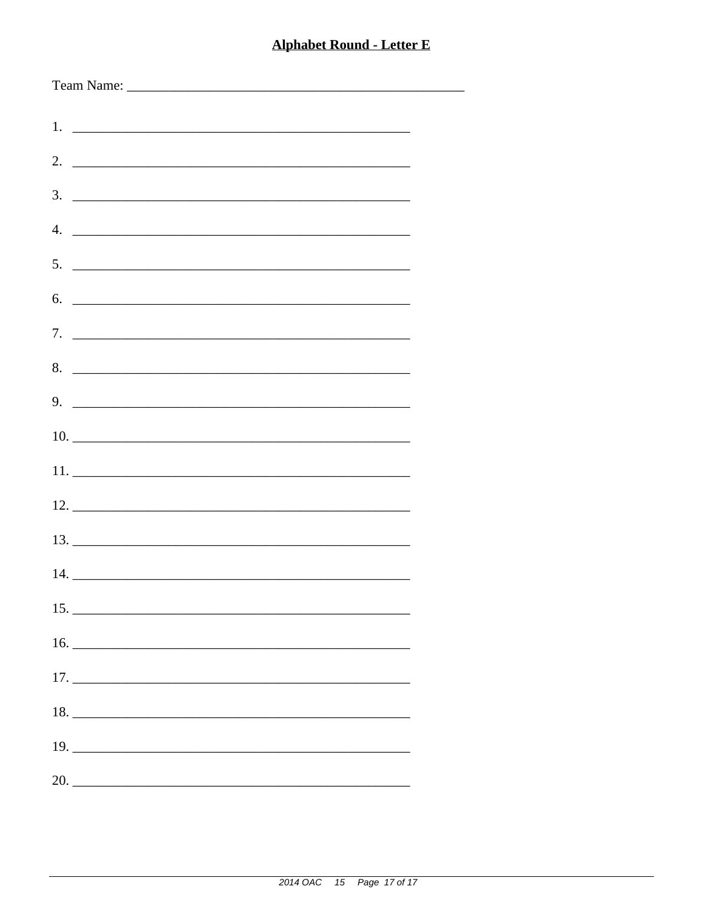**Alphabet Round - Letter E**

Team Name: ________________________________________________

1. ________________________________________________

2. ________________________________________________

3. ________________________________________________

4. ________________________________________________

5. ________________________________________________

6. ________________________________________________

7. ________________________________________________

8. ________________________________________________

9. ________________________________________________

10. ________________________________________________

11. ________________________________________________

12. ________________________________________________

13. ________________________________________________

14. ________________________________________________

15. ________________________________________________

16. ________________________________________________

17. ________________________________________________

18. ________________________________________________

19. ________________________________________________

20. ________________________________________________